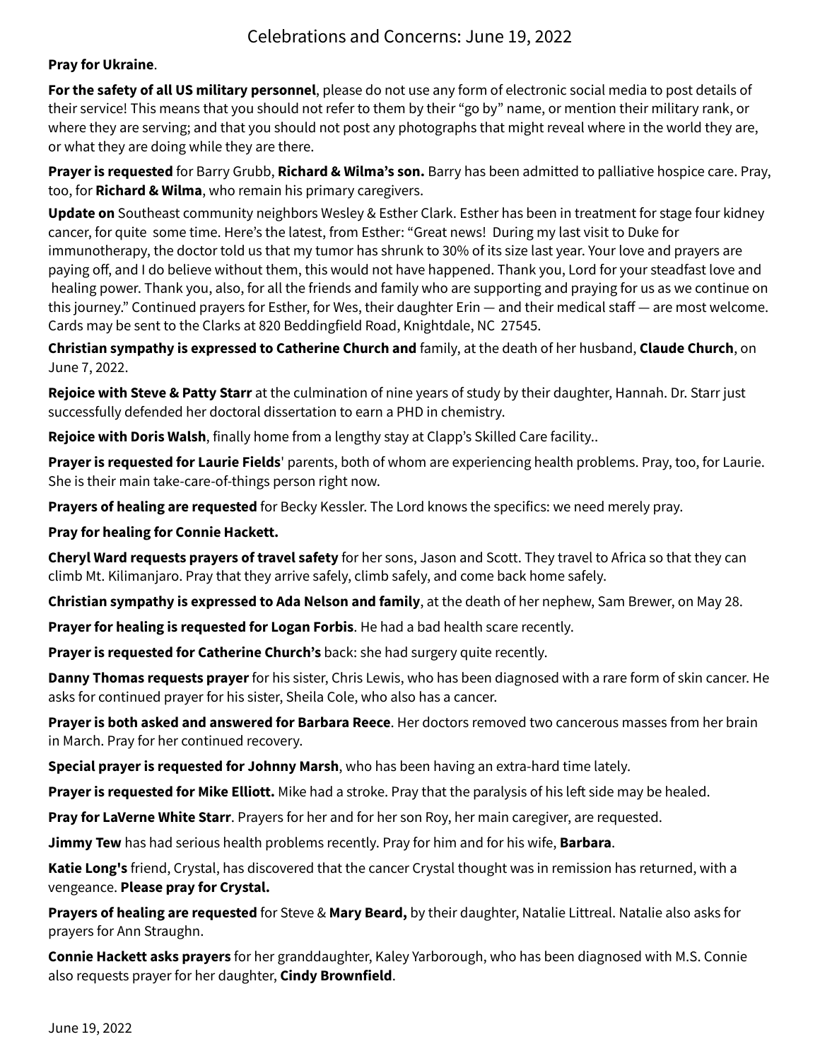# Celebrations and Concerns: June 19, 2022

**Pray for Ukraine**.

**For the safety of all US military personnel**, please do not use any form of electronic social media to post details of their service! This means that you should not refer to them by their “go by” name, or mention their military rank, or where they are serving; and that you should not post any photographs that might reveal where in the world they are, or what they are doing while they are there.

**Prayer is requested** for Barry Grubb, **Richard & Wilma’s son.** Barry has been admitted to palliative hospice care. Pray, too, for **Richard & Wilma**, who remain his primary caregivers.

**Update on** Southeast community neighbors Wesley & Esther Clark. Esther has been in treatment for stage four kidney cancer, for quite some time. Here’s the latest, from Esther: “Great news! During my last visit to Duke for immunotherapy, the doctor told us that my tumor has shrunk to 30% of its size last year. Your love and prayers are paying off, and I do believe without them, this would not have happened. Thank you, Lord for your steadfast love and healing power. Thank you, also, for all the friends and family who are supporting and praying for us as we continue on this journey.” Continued prayers for Esther, for Wes, their daughter Erin — and their medical staff — are most welcome. Cards may be sent to the Clarks at 820 Beddingfield Road, Knightdale, NC 27545.

**Christian sympathy is expressed to Catherine Church and** family, at the death of her husband, **Claude Church**, on June 7, 2022.

**Rejoice with Steve & Patty Starr** at the culmination of nine years of study by their daughter, Hannah. Dr. Starr just successfully defended her doctoral dissertation to earn a PHD in chemistry.

**Rejoice with Doris Walsh**, finally home from a lengthy stay at Clapp’s Skilled Care facility..

**Prayer is requested for Laurie Fields**' parents, both of whom are experiencing health problems. Pray, too, for Laurie. She is their main take-care-of-things person right now.

**Prayers of healing are requested** for Becky Kessler. The Lord knows the specifics: we need merely pray.

**Pray for healing for Connie Hackett.**

**Cheryl Ward requests prayers of travel safety** for her sons, Jason and Scott. They travel to Africa so that they can climb Mt. Kilimanjaro. Pray that they arrive safely, climb safely, and come back home safely.

**Christian sympathy is expressed to Ada Nelson and family**, at the death of her nephew, Sam Brewer, on May 28.

**Prayer for healing is requested for Logan Forbis**. He had a bad health scare recently.

**Prayer is requested for Catherine Church’s** back: she had surgery quite recently.

**Danny Thomas requests prayer** for his sister, Chris Lewis, who has been diagnosed with a rare form of skin cancer. He asks for continued prayer for his sister, Sheila Cole, who also has a cancer.

**Prayer is both asked and answered for Barbara Reece**. Her doctors removed two cancerous masses from her brain in March. Pray for her continued recovery.

**Special prayer is requested for Johnny Marsh**, who has been having an extra-hard time lately.

**Prayer is requested for Mike Elliott.** Mike had a stroke. Pray that the paralysis of his left side may be healed.

**Pray for LaVerne White Starr**. Prayers for her and for her son Roy, her main caregiver, are requested.

**Jimmy Tew** has had serious health problems recently. Pray for him and for his wife, **Barbara**.

**Katie Long's** friend, Crystal, has discovered that the cancer Crystal thought was in remission has returned, with a vengeance. **Please pray for Crystal.**

**Prayers of healing are requested** for Steve & **Mary Beard,** by their daughter, Natalie Littreal. Natalie also asks for prayers for Ann Straughn.

**Connie Hackett asks prayers** for her granddaughter, Kaley Yarborough, who has been diagnosed with M.S. Connie also requests prayer for her daughter, **Cindy Brownfield**.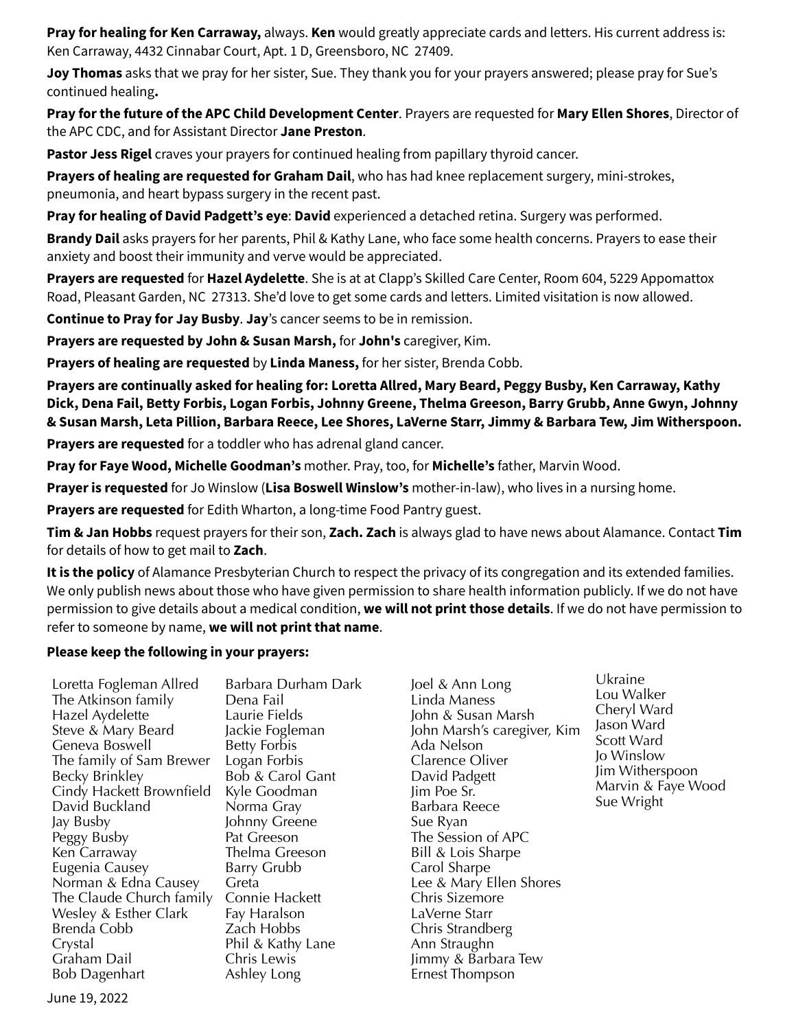**Pray for healing for Ken Carraway,** always. **Ken** would greatly appreciate cards and letters. His current address is: Ken Carraway, 4432 Cinnabar Court, Apt. 1 D, Greensboro, NC 27409.

**Joy Thomas** asks that we pray for her sister, Sue. They thank you for your prayers answered; please pray for Sue's continued healing**.**

**Pray for the future of the APC Child Development Center**. Prayers are requested for **Mary Ellen Shores**, Director of the APC CDC, and for Assistant Director **Jane Preston**.

**Pastor Jess Rigel** craves your prayers for continued healing from papillary thyroid cancer.

**Prayers of healing are requested for Graham Dail**, who has had knee replacement surgery, mini-strokes, pneumonia, and heart bypass surgery in the recent past.

**Pray for healing of David Padgett's eye**: **David** experienced a detached retina. Surgery was performed.

**Brandy Dail** asks prayers for her parents, Phil & Kathy Lane, who face some health concerns. Prayers to ease their anxiety and boost their immunity and verve would be appreciated.

**Prayers are requested** for **Hazel Aydelette**. She is at at Clapp's Skilled Care Center, Room 604, 5229 Appomattox Road, Pleasant Garden, NC 27313. She'd love to get some cards and letters. Limited visitation is now allowed.

**Continue to Pray for Jay Busby**. **Jay**'s cancer seems to be in remission.

**Prayers are requested by John & Susan Marsh,** for **John's** caregiver, Kim.

**Prayers of healing are requested** by **Linda Maness,** for her sister, Brenda Cobb.

**Prayers are continually asked for healing for: Loretta Allred, Mary Beard, Peggy Busby, Ken Carraway, Kathy Dick, Dena Fail, Betty Forbis, Logan Forbis, Johnny Greene, Thelma Greeson, Barry Grubb, Anne Gwyn, Johnny & Susan Marsh, Leta Pillion, Barbara Reece, Lee Shores, LaVerne Starr, Jimmy & Barbara Tew, Jim Witherspoon.**

**Prayers are requested** for a toddler who has adrenal gland cancer.

**Pray for Faye Wood, Michelle Goodman's** mother. Pray, too, for **Michelle's** father, Marvin Wood.

**Prayer is requested** for Jo Winslow (**Lisa Boswell Winslow's** mother-in-law), who lives in a nursing home.

**Prayers are requested** for Edith Wharton, a long-time Food Pantry guest.

**Tim & Jan Hobbs** request prayers for their son, **Zach. Zach** is always glad to have news about Alamance. Contact **Tim** for details of how to get mail to **Zach**.

**It is the policy** of Alamance Presbyterian Church to respect the privacy of its congregation and its extended families. We only publish news about those who have given permission to share health information publicly. If we do not have permission to give details about a medical condition, **we will not print those details**. If we do not have permission to refer to someone by name, **we will not print that name**.

**Please keep the following in your prayers:**

Loretta Fogleman Allred
The Atkinson family
Hazel Aydelette
Steve & Mary Beard
Geneva Boswell
The family of Sam Brewer
Becky Brinkley
Cindy Hackett Brownfield
David Buckland
Jay Busby
Peggy Busby
Ken Carraway
Eugenia Causey
Norman & Edna Causey
The Claude Church family
Wesley & Esther Clark
Brenda Cobb
Crystal
Graham Dail
Bob Dagenhart
Barbara Durham Dark
Dena Fail
Laurie Fields
Jackie Fogleman
Betty Forbis
Logan Forbis
Bob & Carol Gant
Kyle Goodman
Norma Gray
Johnny Greene
Pat Greeson
Thelma Greeson
Barry Grubb
Greta
Connie Hackett
Fay Haralson
Zach Hobbs
Phil & Kathy Lane
Chris Lewis
Ashley Long
Joel & Ann Long
Linda Maness
John & Susan Marsh
John Marsh's caregiver, Kim
Ada Nelson
Clarence Oliver
David Padgett
Jim Poe Sr.
Barbara Reece
Sue Ryan
The Session of APC
Bill & Lois Sharpe
Carol Sharpe
Lee & Mary Ellen Shores
Chris Sizemore
LaVerne Starr
Chris Strandberg
Ann Straughn
Jimmy & Barbara Tew
Ernest Thompson
Ukraine
Lou Walker
Cheryl Ward
Jason Ward
Scott Ward
Jo Winslow
Jim Witherspoon
Marvin & Faye Wood
Sue Wright

June 19, 2022